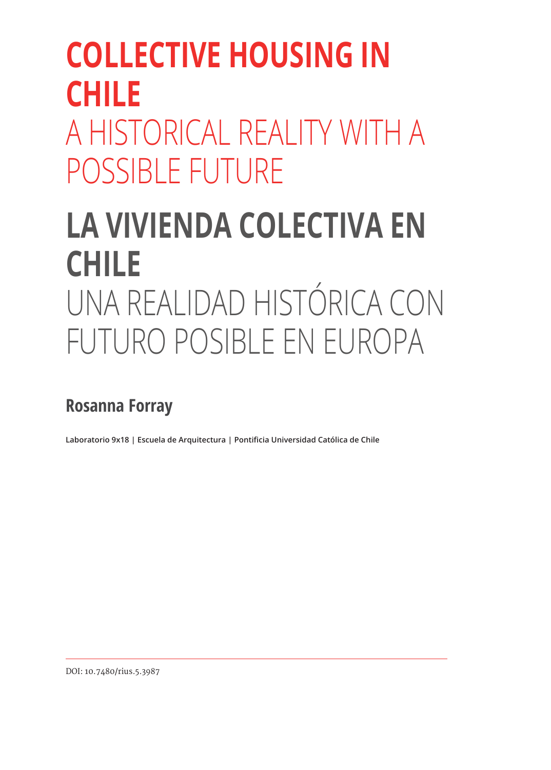# COLLECTIVE HOUSING IN CHILE

## A HISTORICAL REALITY WITH A POSSIBLE FUTURE

# LA VIVIENDA COLECTIVA EN CHILE

## UNA REALIDAD HISTÓRICA CON FUTURO POSIBLE EN EUROPA

**Rosanna Forray**

Laboratorio 9x18 | Escuela de Arquitectura | Pontificia Universidad Católica de Chile

DOI: 10.7480/rius.5.3987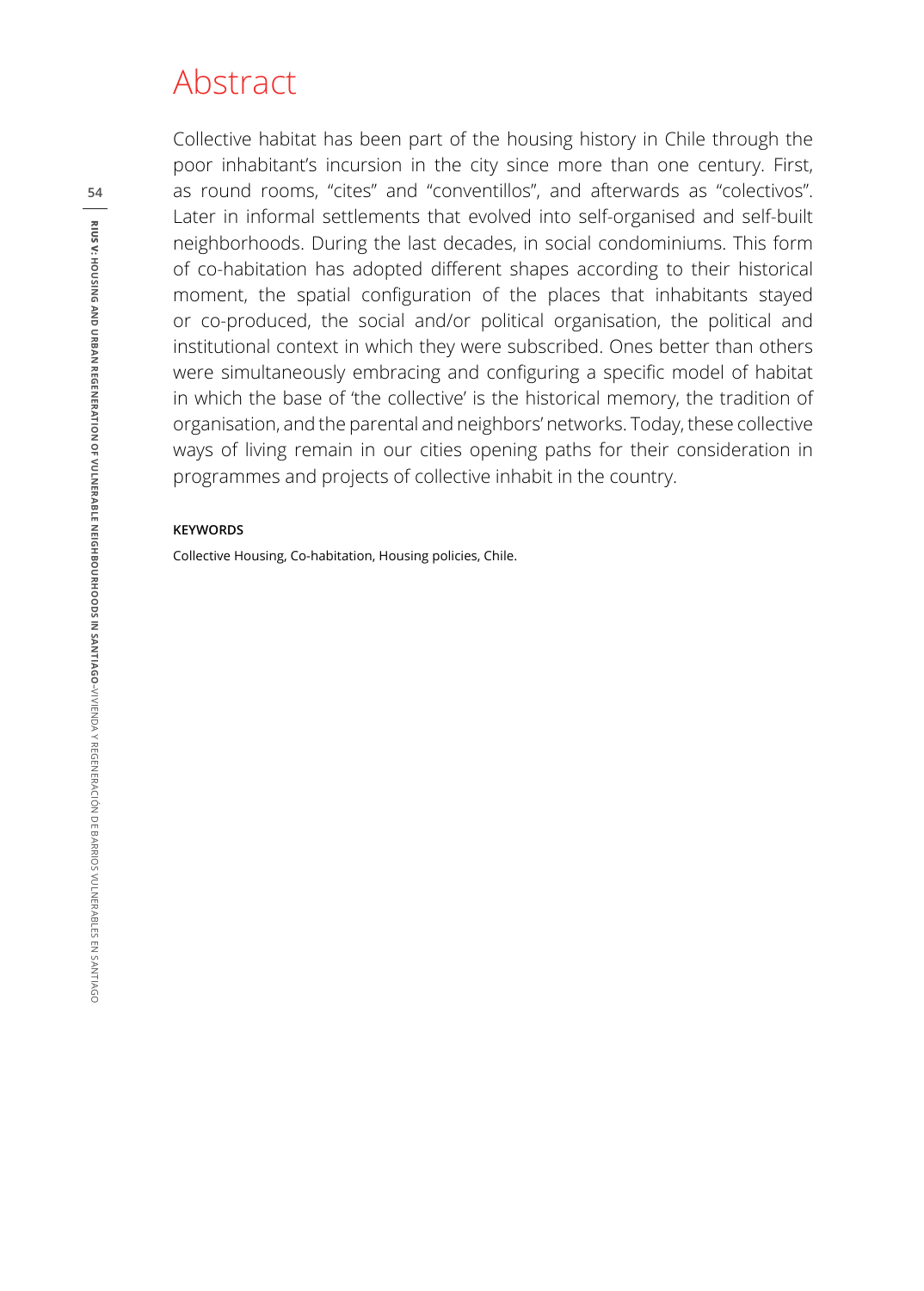# Abstract

Collective habitat has been part of the housing history in Chile through the poor inhabitant's incursion in the city since more than one century. First, as round rooms, "cites" and "conventillos", and afterwards as "colectivos". Later in informal settlements that evolved into self-organised and self-built neighborhoods. During the last decades, in social condominiums. This form of co-habitation has adopted different shapes according to their historical moment, the spatial configuration of the places that inhabitants stayed or co-produced, the social and/or political organisation, the political and institutional context in which they were subscribed. Ones better than others were simultaneously embracing and configuring a specific model of habitat in which the base of 'the collective' is the historical memory, the tradition of organisation, and the parental and neighbors' networks. Today, these collective ways of living remain in our cities opening paths for their consideration in programmes and projects of collective inhabit in the country.

**KEYWORDS**

Collective Housing, Co-habitation, Housing policies, Chile.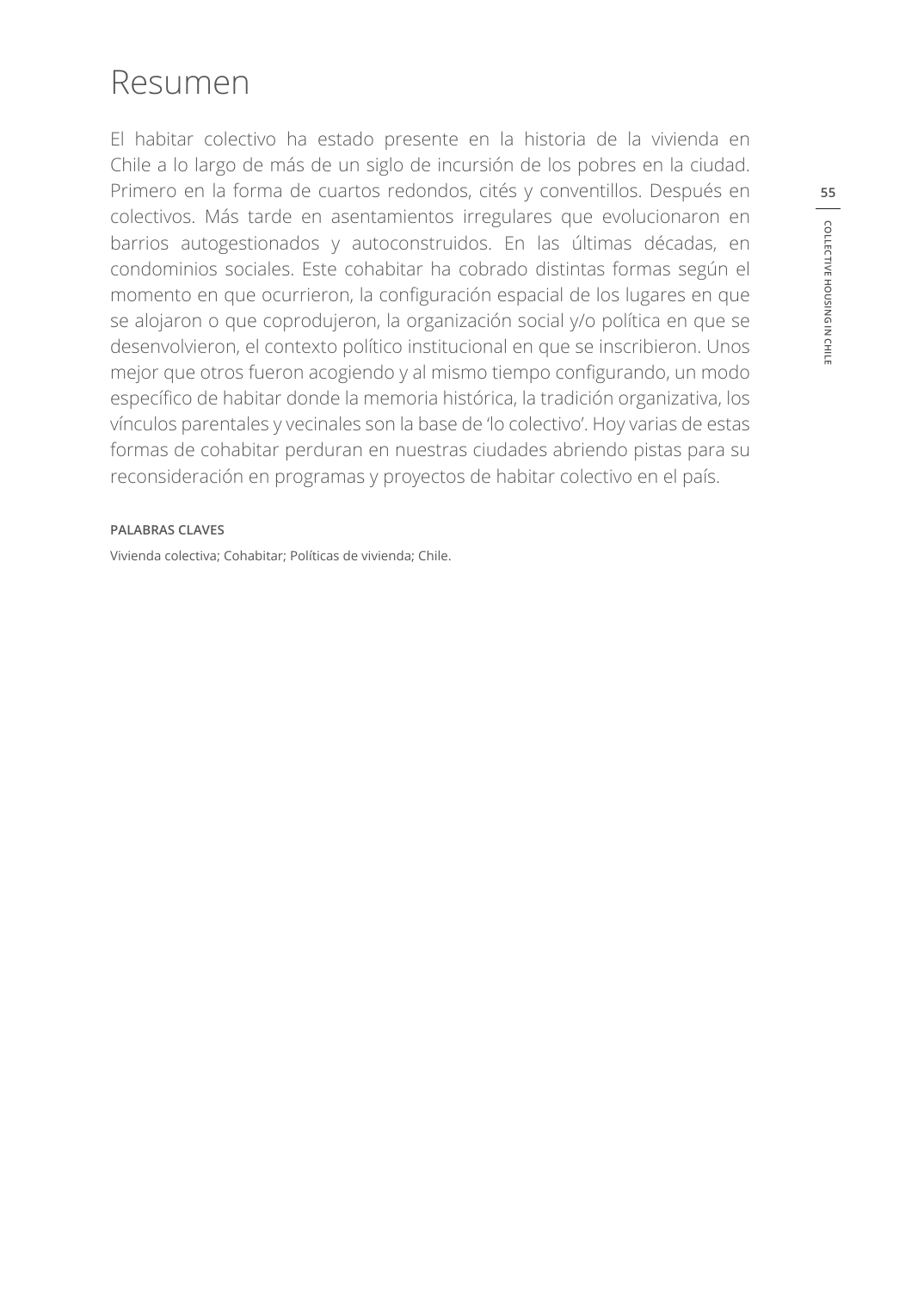# Resumen

El habitar colectivo ha estado presente en la historia de la vivienda en Chile a lo largo de más de un siglo de incursión de los pobres en la ciudad. Primero en la forma de cuartos redondos, cités y conventillos. Después en colectivos. Más tarde en asentamientos irregulares que evolucionaron en barrios autogestionados y autoconstruidos. En las últimas décadas, en condominios sociales. Este cohabitar ha cobrado distintas formas según el momento en que ocurrieron, la configuración espacial de los lugares en que se alojaron o que coprodujeron, la organización social y/o política en que se desenvolvieron, el contexto político institucional en que se inscribieron. Unos mejor que otros fueron acogiendo y al mismo tiempo configurando, un modo específico de habitar donde la memoria histórica, la tradición organizativa, los vínculos parentales y vecinales son la base de 'lo colectivo'. Hoy varias de estas formas de cohabitar perduran en nuestras ciudades abriendo pistas para su reconsideración en programas y proyectos de habitar colectivo en el país.

**PALABRAS CLAVES**

Vivienda colectiva; Cohabitar; Políticas de vivienda; Chile.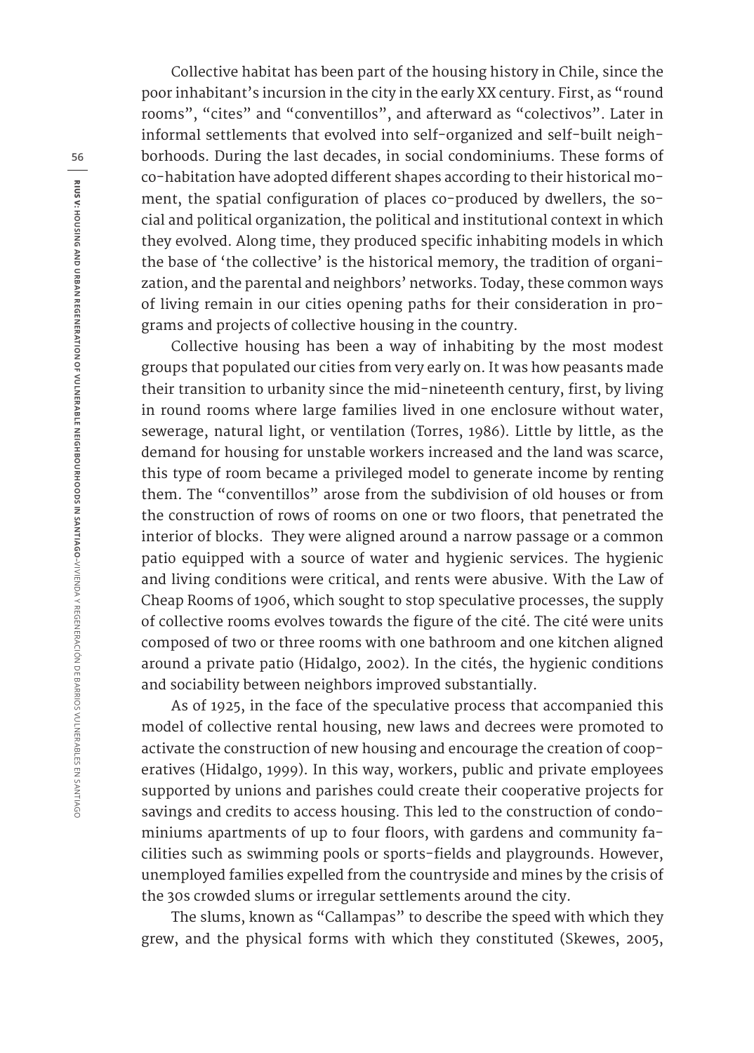Collective habitat has been part of the housing history in Chile, since the poor inhabitant's incursion in the city in the early XX century. First, as "round rooms", "cites" and "conventillos", and afterward as "colectivos". Later in informal settlements that evolved into self-organized and self-built neighborhoods. During the last decades, in social condominiums. These forms of co-habitation have adopted different shapes according to their historical moment, the spatial configuration of places co-produced by dwellers, the social and political organization, the political and institutional context in which they evolved. Along time, they produced specific inhabiting models in which the base of 'the collective' is the historical memory, the tradition of organization, and the parental and neighbors' networks. Today, these common ways of living remain in our cities opening paths for their consideration in programs and projects of collective housing in the country.

Collective housing has been a way of inhabiting by the most modest groups that populated our cities from very early on. It was how peasants made their transition to urbanity since the mid-nineteenth century, first, by living in round rooms where large families lived in one enclosure without water, sewerage, natural light, or ventilation (Torres, 1986). Little by little, as the demand for housing for unstable workers increased and the land was scarce, this type of room became a privileged model to generate income by renting them. The "conventillos" arose from the subdivision of old houses or from the construction of rows of rooms on one or two floors, that penetrated the interior of blocks. They were aligned around a narrow passage or a common patio equipped with a source of water and hygienic services. The hygienic and living conditions were critical, and rents were abusive. With the Law of Cheap Rooms of 1906, which sought to stop speculative processes, the supply of collective rooms evolves towards the figure of the cité. The cité were units composed of two or three rooms with one bathroom and one kitchen aligned around a private patio (Hidalgo, 2002). In the cités, the hygienic conditions and sociability between neighbors improved substantially.

As of 1925, in the face of the speculative process that accompanied this model of collective rental housing, new laws and decrees were promoted to activate the construction of new housing and encourage the creation of cooperatives (Hidalgo, 1999). In this way, workers, public and private employees supported by unions and parishes could create their cooperative projects for savings and credits to access housing. This led to the construction of condominiums apartments of up to four floors, with gardens and community facilities such as swimming pools or sports-fields and playgrounds. However, unemployed families expelled from the countryside and mines by the crisis of the 30s crowded slums or irregular settlements around the city.

The slums, known as "Callampas" to describe the speed with which they grew, and the physical forms with which they constituted (Skewes, 2005,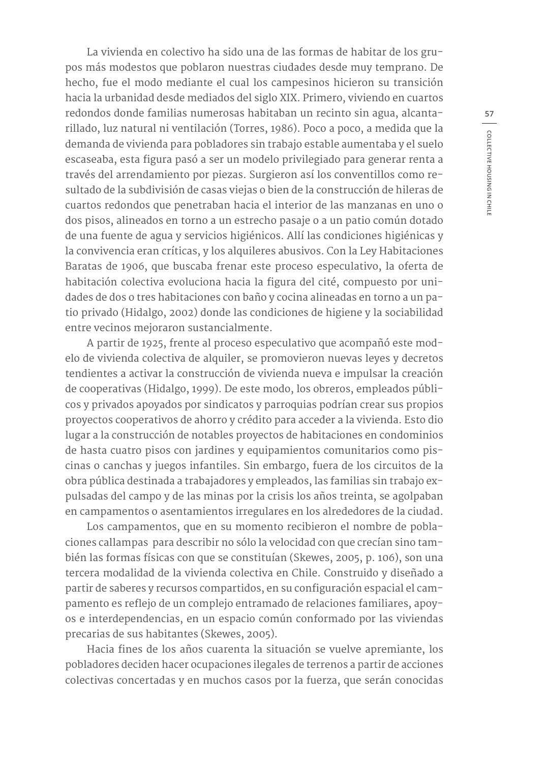La vivienda en colectivo ha sido una de las formas de habitar de los grupos más modestos que poblaron nuestras ciudades desde muy temprano. De hecho, fue el modo mediante el cual los campesinos hicieron su transición hacia la urbanidad desde mediados del siglo XIX. Primero, viviendo en cuartos redondos donde familias numerosas habitaban un recinto sin agua, alcantarillado, luz natural ni ventilación (Torres, 1986). Poco a poco, a medida que la demanda de vivienda para pobladores sin trabajo estable aumentaba y el suelo escaseaba, esta figura pasó a ser un modelo privilegiado para generar renta a través del arrendamiento por piezas. Surgieron así los conventillos como resultado de la subdivisión de casas viejas o bien de la construcción de hileras de cuartos redondos que penetraban hacia el interior de las manzanas en uno o dos pisos, alineados en torno a un estrecho pasaje o a un patio común dotado de una fuente de agua y servicios higiénicos. Allí las condiciones higiénicas y la convivencia eran críticas, y los alquileres abusivos. Con la Ley Habitaciones Baratas de 1906, que buscaba frenar este proceso especulativo, la oferta de habitación colectiva evoluciona hacia la figura del cité, compuesto por unidades de dos o tres habitaciones con baño y cocina alineadas en torno a un patio privado (Hidalgo, 2002) donde las condiciones de higiene y la sociabilidad entre vecinos mejoraron sustancialmente.

A partir de 1925, frente al proceso especulativo que acompañó este modelo de vivienda colectiva de alquiler, se promovieron nuevas leyes y decretos tendientes a activar la construcción de vivienda nueva e impulsar la creación de cooperativas (Hidalgo, 1999). De este modo, los obreros, empleados públicos y privados apoyados por sindicatos y parroquias podrían crear sus propios proyectos cooperativos de ahorro y crédito para acceder a la vivienda. Esto dio lugar a la construcción de notables proyectos de habitaciones en condominios de hasta cuatro pisos con jardines y equipamientos comunitarios como piscinas o canchas y juegos infantiles. Sin embargo, fuera de los circuitos de la obra pública destinada a trabajadores y empleados, las familias sin trabajo expulsadas del campo y de las minas por la crisis los años treinta, se agolpaban en campamentos o asentamientos irregulares en los alrededores de la ciudad.

Los campamentos, que en su momento recibieron el nombre de poblaciones callampas para describir no sólo la velocidad con que crecían sino también las formas físicas con que se constituían (Skewes, 2005, p. 106), son una tercera modalidad de la vivienda colectiva en Chile. Construido y diseñado a partir de saberes y recursos compartidos, en su configuración espacial el campamento es reflejo de un complejo entramado de relaciones familiares, apoyos e interdependencias, en un espacio común conformado por las viviendas precarias de sus habitantes (Skewes, 2005).

Hacia fines de los años cuarenta la situación se vuelve apremiante, los pobladores deciden hacer ocupaciones ilegales de terrenos a partir de acciones colectivas concertadas y en muchos casos por la fuerza, que serán conocidas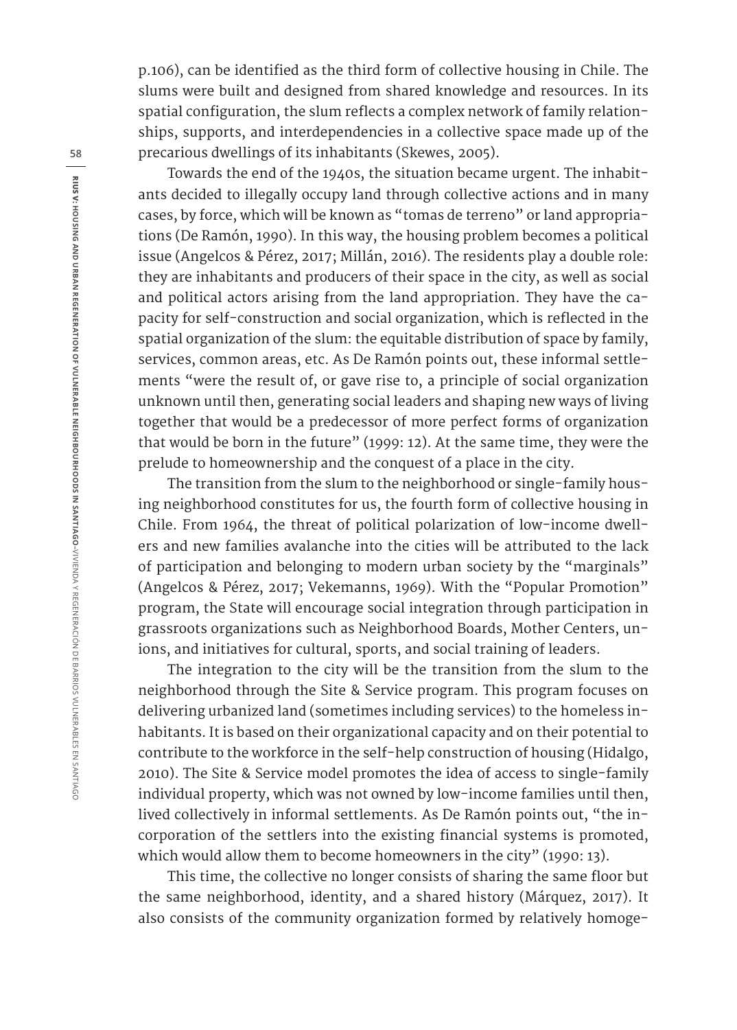p.106), can be identified as the third form of collective housing in Chile. The slums were built and designed from shared knowledge and resources. In its spatial configuration, the slum reflects a complex network of family relationships, supports, and interdependencies in a collective space made up of the precarious dwellings of its inhabitants (Skewes, 2005).

Towards the end of the 1940s, the situation became urgent. The inhabitants decided to illegally occupy land through collective actions and in many cases, by force, which will be known as "tomas de terreno" or land appropriations (De Ramón, 1990). In this way, the housing problem becomes a political issue (Angelcos & Pérez, 2017; Millán, 2016). The residents play a double role: they are inhabitants and producers of their space in the city, as well as social and political actors arising from the land appropriation. They have the capacity for self-construction and social organization, which is reflected in the spatial organization of the slum: the equitable distribution of space by family, services, common areas, etc. As De Ramón points out, these informal settlements "were the result of, or gave rise to, a principle of social organization unknown until then, generating social leaders and shaping new ways of living together that would be a predecessor of more perfect forms of organization that would be born in the future" (1999: 12). At the same time, they were the prelude to homeownership and the conquest of a place in the city.

The transition from the slum to the neighborhood or single-family housing neighborhood constitutes for us, the fourth form of collective housing in Chile. From 1964, the threat of political polarization of low-income dwellers and new families avalanche into the cities will be attributed to the lack of participation and belonging to modern urban society by the "marginals" (Angelcos & Pérez, 2017; Vekemanns, 1969). With the "Popular Promotion" program, the State will encourage social integration through participation in grassroots organizations such as Neighborhood Boards, Mother Centers, unions, and initiatives for cultural, sports, and social training of leaders.

The integration to the city will be the transition from the slum to the neighborhood through the Site & Service program. This program focuses on delivering urbanized land (sometimes including services) to the homeless inhabitants. It is based on their organizational capacity and on their potential to contribute to the workforce in the self-help construction of housing (Hidalgo, 2010). The Site & Service model promotes the idea of access to single-family individual property, which was not owned by low-income families until then, lived collectively in informal settlements. As De Ramón points out, "the incorporation of the settlers into the existing financial systems is promoted, which would allow them to become homeowners in the city" (1990: 13).

This time, the collective no longer consists of sharing the same floor but the same neighborhood, identity, and a shared history (Márquez, 2017). It also consists of the community organization formed by relatively homoge-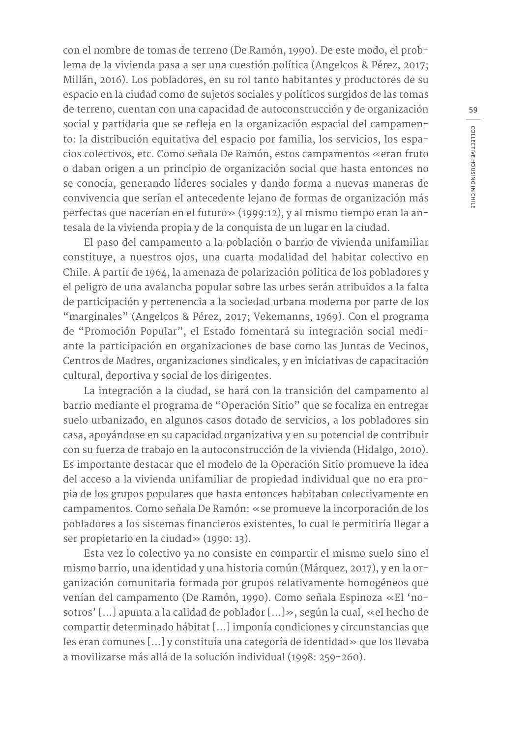con el nombre de tomas de terreno (De Ramón, 1990). De este modo, el problema de la vivienda pasa a ser una cuestión política (Angelcos & Pérez, 2017; Millán, 2016). Los pobladores, en su rol tanto habitantes y productores de su espacio en la ciudad como de sujetos sociales y políticos surgidos de las tomas de terreno, cuentan con una capacidad de autoconstrucción y de organización social y partidaria que se refleja en la organización espacial del campamento: la distribución equitativa del espacio por familia, los servicios, los espacios colectivos, etc. Como señala De Ramón, estos campamentos «eran fruto o daban origen a un principio de organización social que hasta entonces no se conocía, generando líderes sociales y dando forma a nuevas maneras de convivencia que serían el antecedente lejano de formas de organización más perfectas que nacerían en el futuro» (1999:12), y al mismo tiempo eran la antesala de la vivienda propia y de la conquista de un lugar en la ciudad.

El paso del campamento a la población o barrio de vivienda unifamiliar constituye, a nuestros ojos, una cuarta modalidad del habitar colectivo en Chile. A partir de 1964, la amenaza de polarización política de los pobladores y el peligro de una avalancha popular sobre las urbes serán atribuidos a la falta de participación y pertenencia a la sociedad urbana moderna por parte de los "marginales" (Angelcos & Pérez, 2017; Vekemanns, 1969). Con el programa de "Promoción Popular", el Estado fomentará su integración social mediante la participación en organizaciones de base como las Juntas de Vecinos, Centros de Madres, organizaciones sindicales, y en iniciativas de capacitación cultural, deportiva y social de los dirigentes.

La integración a la ciudad, se hará con la transición del campamento al barrio mediante el programa de "Operación Sitio" que se focaliza en entregar suelo urbanizado, en algunos casos dotado de servicios, a los pobladores sin casa, apoyándose en su capacidad organizativa y en su potencial de contribuir con su fuerza de trabajo en la autoconstrucción de la vivienda (Hidalgo, 2010). Es importante destacar que el modelo de la Operación Sitio promueve la idea del acceso a la vivienda unifamiliar de propiedad individual que no era propia de los grupos populares que hasta entonces habitaban colectivamente en campamentos. Como señala De Ramón: «se promueve la incorporación de los pobladores a los sistemas financieros existentes, lo cual le permitiría llegar a ser propietario en la ciudad» (1990: 13).

Esta vez lo colectivo ya no consiste en compartir el mismo suelo sino el mismo barrio, una identidad y una historia común (Márquez, 2017), y en la organización comunitaria formada por grupos relativamente homogéneos que venían del campamento (De Ramón, 1990). Como señala Espinoza «El 'nosotros' [...] apunta a la calidad de poblador [...]», según la cual, «el hecho de compartir determinado hábitat [...] imponía condiciones y circunstancias que les eran comunes [...] y constituía una categoría de identidad» que los llevaba a movilizarse más allá de la solución individual (1998: 259-260).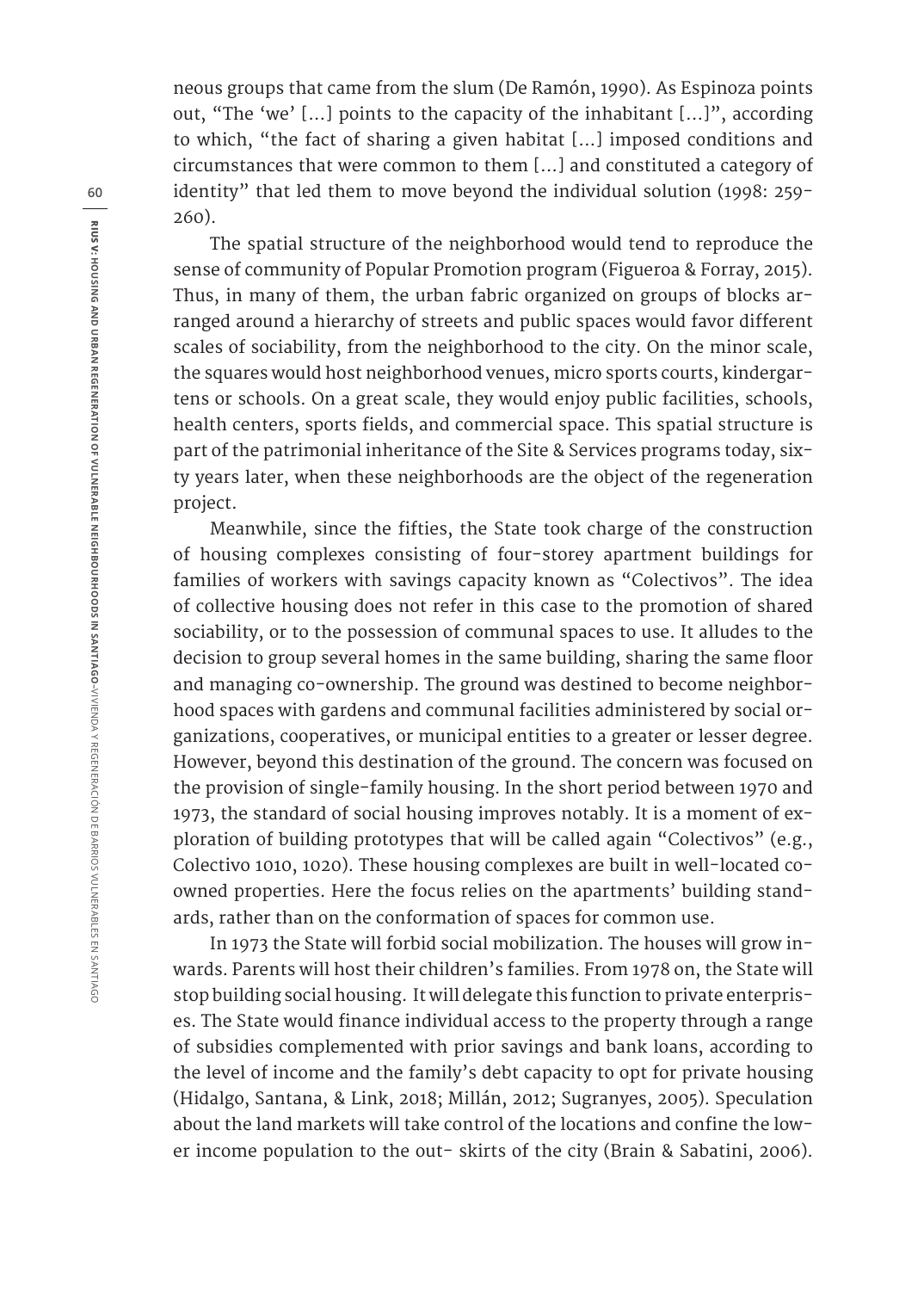neous groups that came from the slum (De Ramón, 1990). As Espinoza points out, "The 'we' [...] points to the capacity of the inhabitant [...]", according to which, "the fact of sharing a given habitat [...] imposed conditions and circumstances that were common to them [...] and constituted a category of identity" that led them to move beyond the individual solution (1998: 259-260).

The spatial structure of the neighborhood would tend to reproduce the sense of community of Popular Promotion program (Figueroa & Forray, 2015). Thus, in many of them, the urban fabric organized on groups of blocks arranged around a hierarchy of streets and public spaces would favor different scales of sociability, from the neighborhood to the city. On the minor scale, the squares would host neighborhood venues, micro sports courts, kindergartens or schools. On a great scale, they would enjoy public facilities, schools, health centers, sports fields, and commercial space. This spatial structure is part of the patrimonial inheritance of the Site & Services programs today, sixty years later, when these neighborhoods are the object of the regeneration project.

Meanwhile, since the fifties, the State took charge of the construction of housing complexes consisting of four-storey apartment buildings for families of workers with savings capacity known as "Colectivos". The idea of collective housing does not refer in this case to the promotion of shared sociability, or to the possession of communal spaces to use. It alludes to the decision to group several homes in the same building, sharing the same floor and managing co-ownership. The ground was destined to become neighborhood spaces with gardens and communal facilities administered by social organizations, cooperatives, or municipal entities to a greater or lesser degree. However, beyond this destination of the ground. The concern was focused on the provision of single-family housing. In the short period between 1970 and 1973, the standard of social housing improves notably. It is a moment of exploration of building prototypes that will be called again "Colectivos" (e.g., Colectivo 1010, 1020). These housing complexes are built in well-located co-owned properties. Here the focus relies on the apartments' building standards, rather than on the conformation of spaces for common use.

In 1973 the State will forbid social mobilization. The houses will grow inwards. Parents will host their children's families. From 1978 on, the State will stop building social housing. It will delegate this function to private enterprises. The State would finance individual access to the property through a range of subsidies complemented with prior savings and bank loans, according to the level of income and the family's debt capacity to opt for private housing (Hidalgo, Santana, & Link, 2018; Millán, 2012; Sugranyes, 2005). Speculation about the land markets will take control of the locations and confine the lower income population to the out- skirts of the city (Brain & Sabatini, 2006).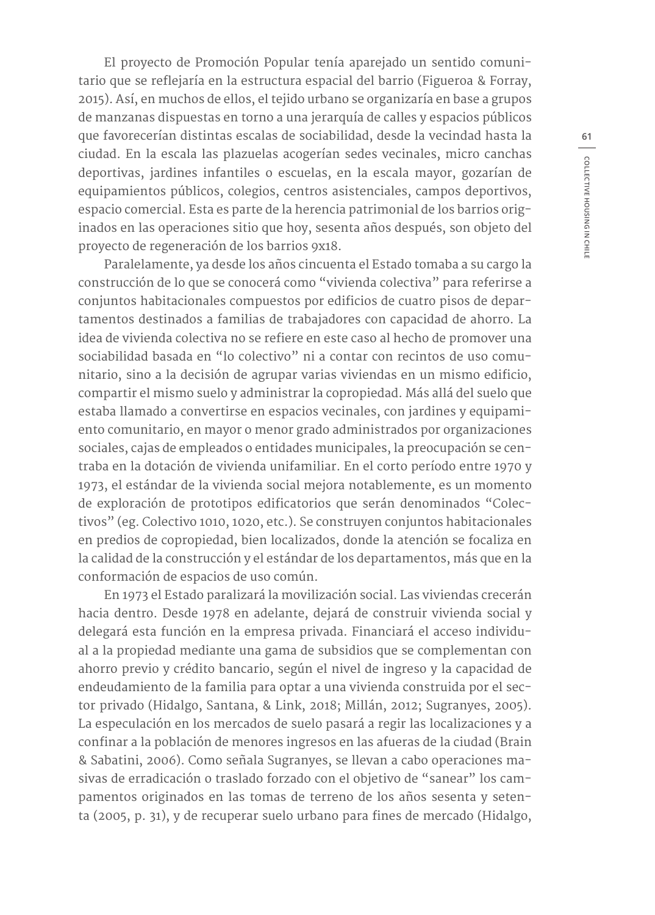El proyecto de Promoción Popular tenía aparejado un sentido comunitario que se reflejaría en la estructura espacial del barrio (Figueroa & Forray, 2015). Así, en muchos de ellos, el tejido urbano se organizaría en base a grupos de manzanas dispuestas en torno a una jerarquía de calles y espacios públicos que favorecerían distintas escalas de sociabilidad, desde la vecindad hasta la ciudad. En la escala las plazuelas acogerían sedes vecinales, micro canchas deportivas, jardines infantiles o escuelas, en la escala mayor, gozarían de equipamientos públicos, colegios, centros asistenciales, campos deportivos, espacio comercial. Esta es parte de la herencia patrimonial de los barrios originados en las operaciones sitio que hoy, sesenta años después, son objeto del proyecto de regeneración de los barrios 9x18.

Paralelamente, ya desde los años cincuenta el Estado tomaba a su cargo la construcción de lo que se conocerá como "vivienda colectiva" para referirse a conjuntos habitacionales compuestos por edificios de cuatro pisos de departamentos destinados a familias de trabajadores con capacidad de ahorro. La idea de vivienda colectiva no se refiere en este caso al hecho de promover una sociabilidad basada en "lo colectivo" ni a contar con recintos de uso comunitario, sino a la decisión de agrupar varias viviendas en un mismo edificio, compartir el mismo suelo y administrar la copropiedad. Más allá del suelo que estaba llamado a convertirse en espacios vecinales, con jardines y equipamiento comunitario, en mayor o menor grado administrados por organizaciones sociales, cajas de empleados o entidades municipales, la preocupación se centraba en la dotación de vivienda unifamiliar. En el corto período entre 1970 y 1973, el estándar de la vivienda social mejora notablemente, es un momento de exploración de prototipos edificatorios que serán denominados "Colectivos" (eg. Colectivo 1010, 1020, etc.). Se construyen conjuntos habitacionales en predios de copropiedad, bien localizados, donde la atención se focaliza en la calidad de la construcción y el estándar de los departamentos, más que en la conformación de espacios de uso común.

En 1973 el Estado paralizará la movilización social. Las viviendas crecerán hacia dentro. Desde 1978 en adelante, dejará de construir vivienda social y delegará esta función en la empresa privada. Financiará el acceso individual a la propiedad mediante una gama de subsidios que se complementan con ahorro previo y crédito bancario, según el nivel de ingreso y la capacidad de endeudamiento de la familia para optar a una vivienda construida por el sector privado (Hidalgo, Santana, & Link, 2018; Millán, 2012; Sugranyes, 2005). La especulación en los mercados de suelo pasará a regir las localizaciones y a confinar a la población de menores ingresos en las afueras de la ciudad (Brain & Sabatini, 2006). Como señala Sugranyes, se llevan a cabo operaciones masivas de erradicación o traslado forzado con el objetivo de "sanear" los campamentos originados en las tomas de terreno de los años sesenta y setenta (2005, p. 31), y de recuperar suelo urbano para fines de mercado (Hidalgo,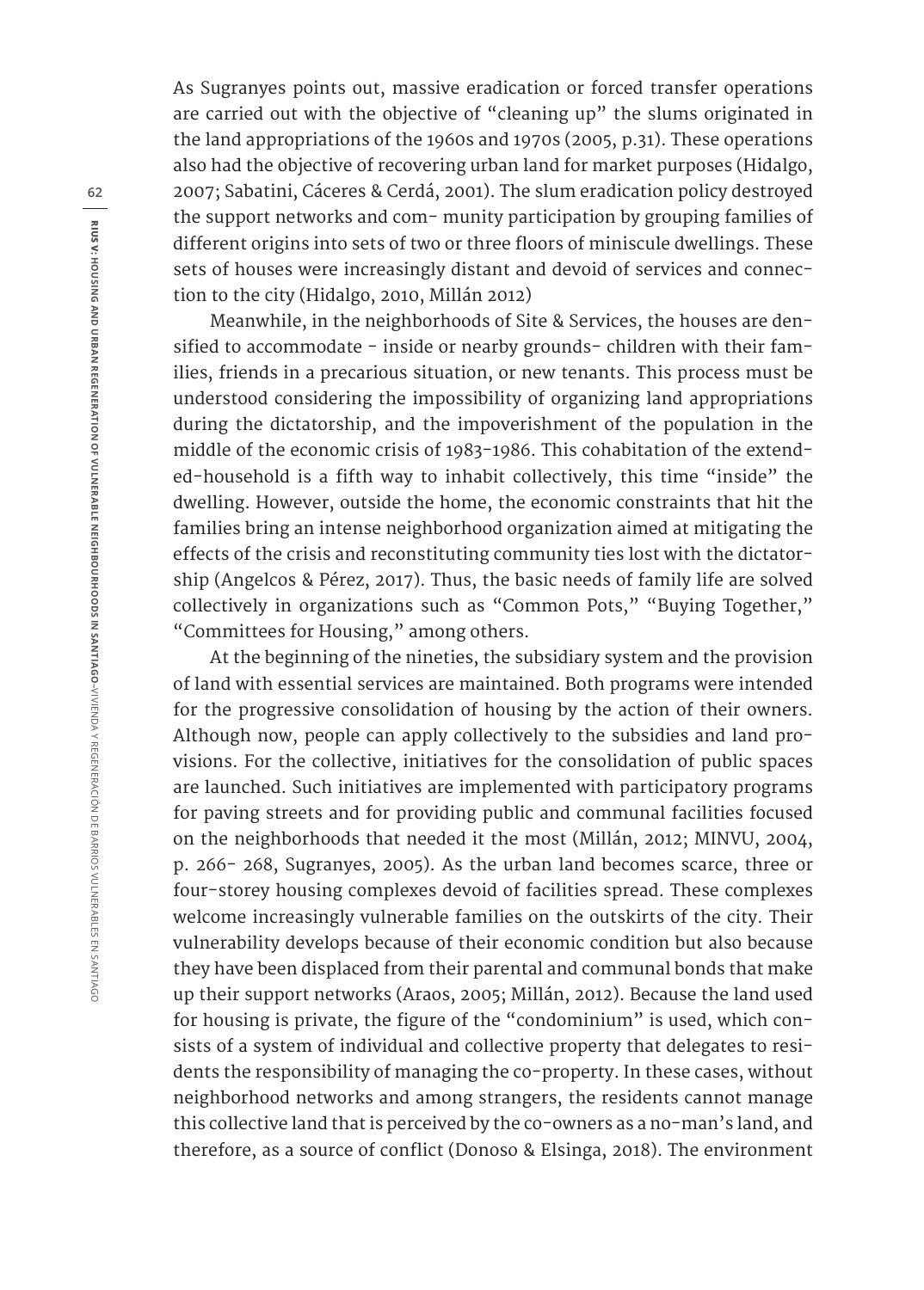As Sugranyes points out, massive eradication or forced transfer operations are carried out with the objective of "cleaning up" the slums originated in the land appropriations of the 1960s and 1970s (2005, p.31). These operations also had the objective of recovering urban land for market purposes (Hidalgo, 2007; Sabatini, Cáceres & Cerdá, 2001). The slum eradication policy destroyed the support networks and com- munity participation by grouping families of different origins into sets of two or three floors of miniscule dwellings. These sets of houses were increasingly distant and devoid of services and connection to the city (Hidalgo, 2010, Millán 2012)

Meanwhile, in the neighborhoods of Site & Services, the houses are densified to accommodate - inside or nearby grounds- children with their families, friends in a precarious situation, or new tenants. This process must be understood considering the impossibility of organizing land appropriations during the dictatorship, and the impoverishment of the population in the middle of the economic crisis of 1983-1986. This cohabitation of the extended-household is a fifth way to inhabit collectively, this time "inside" the dwelling. However, outside the home, the economic constraints that hit the families bring an intense neighborhood organization aimed at mitigating the effects of the crisis and reconstituting community ties lost with the dictatorship (Angelcos & Pérez, 2017). Thus, the basic needs of family life are solved collectively in organizations such as "Common Pots," "Buying Together," "Committees for Housing," among others.

At the beginning of the nineties, the subsidiary system and the provision of land with essential services are maintained. Both programs were intended for the progressive consolidation of housing by the action of their owners. Although now, people can apply collectively to the subsidies and land provisions. For the collective, initiatives for the consolidation of public spaces are launched. Such initiatives are implemented with participatory programs for paving streets and for providing public and communal facilities focused on the neighborhoods that needed it the most (Millán, 2012; MINVU, 2004, p. 266- 268, Sugranyes, 2005). As the urban land becomes scarce, three or four-storey housing complexes devoid of facilities spread. These complexes welcome increasingly vulnerable families on the outskirts of the city. Their vulnerability develops because of their economic condition but also because they have been displaced from their parental and communal bonds that make up their support networks (Araos, 2005; Millán, 2012). Because the land used for housing is private, the figure of the "condominium" is used, which consists of a system of individual and collective property that delegates to residents the responsibility of managing the co-property. In these cases, without neighborhood networks and among strangers, the residents cannot manage this collective land that is perceived by the co-owners as a no-man's land, and therefore, as a source of conflict (Donoso & Elsinga, 2018). The environment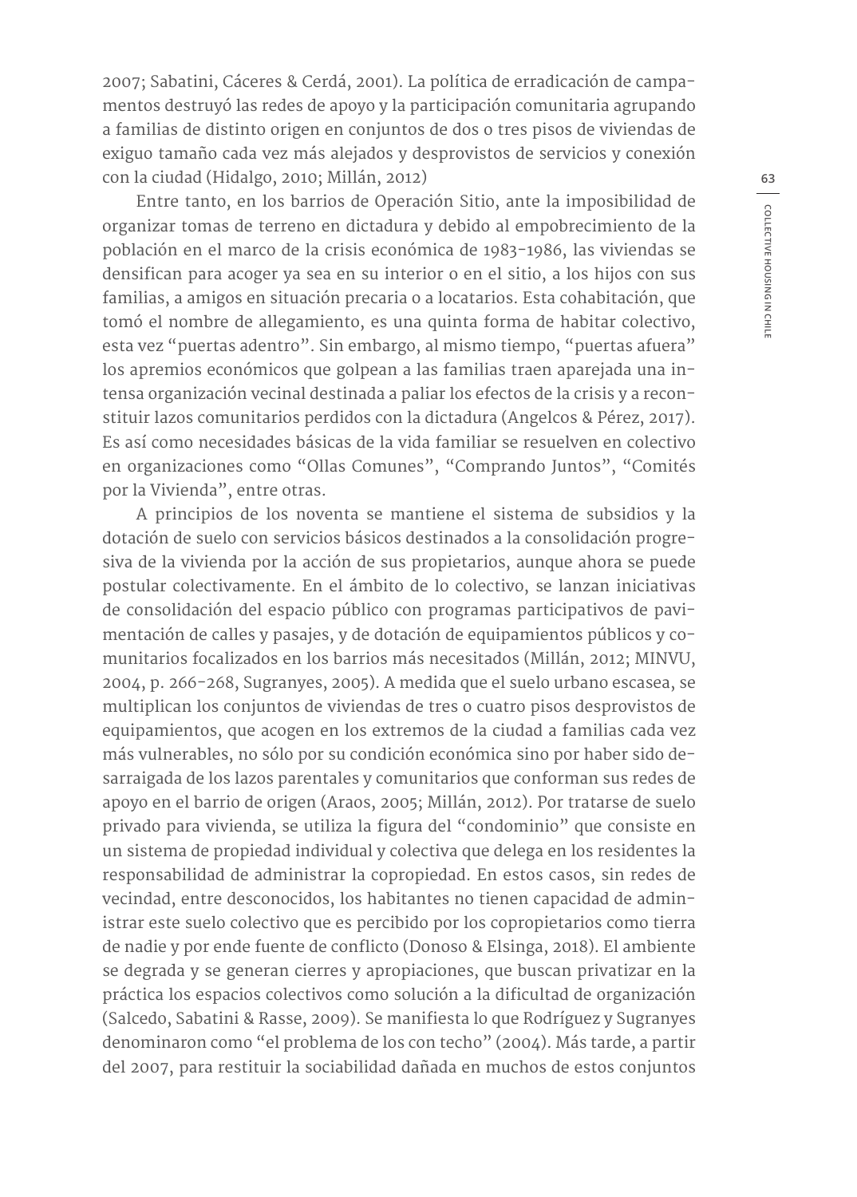2007; Sabatini, Cáceres & Cerdá, 2001). La política de erradicación de campamentos destruyó las redes de apoyo y la participación comunitaria agrupando a familias de distinto origen en conjuntos de dos o tres pisos de viviendas de exiguo tamaño cada vez más alejados y desprovistos de servicios y conexión con la ciudad (Hidalgo, 2010; Millán, 2012)

Entre tanto, en los barrios de Operación Sitio, ante la imposibilidad de organizar tomas de terreno en dictadura y debido al empobrecimiento de la población en el marco de la crisis económica de 1983-1986, las viviendas se densifican para acoger ya sea en su interior o en el sitio, a los hijos con sus familias, a amigos en situación precaria o a locatarios. Esta cohabitación, que tomó el nombre de allegamiento, es una quinta forma de habitar colectivo, esta vez "puertas adentro". Sin embargo, al mismo tiempo, "puertas afuera" los apremios económicos que golpean a las familias traen aparejada una intensa organización vecinal destinada a paliar los efectos de la crisis y a reconstituir lazos comunitarios perdidos con la dictadura (Angelcos & Pérez, 2017). Es así como necesidades básicas de la vida familiar se resuelven en colectivo en organizaciones como "Ollas Comunes", "Comprando Juntos", "Comités por la Vivienda", entre otras.

A principios de los noventa se mantiene el sistema de subsidios y la dotación de suelo con servicios básicos destinados a la consolidación progresiva de la vivienda por la acción de sus propietarios, aunque ahora se puede postular colectivamente. En el ámbito de lo colectivo, se lanzan iniciativas de consolidación del espacio público con programas participativos de pavimentación de calles y pasajes, y de dotación de equipamientos públicos y comunitarios focalizados en los barrios más necesitados (Millán, 2012; MINVU, 2004, p. 266-268, Sugranyes, 2005). A medida que el suelo urbano escasea, se multiplican los conjuntos de viviendas de tres o cuatro pisos desprovistos de equipamientos, que acogen en los extremos de la ciudad a familias cada vez más vulnerables, no sólo por su condición económica sino por haber sido desarraigada de los lazos parentales y comunitarios que conforman sus redes de apoyo en el barrio de origen (Araos, 2005; Millán, 2012). Por tratarse de suelo privado para vivienda, se utiliza la figura del "condominio" que consiste en un sistema de propiedad individual y colectiva que delega en los residentes la responsabilidad de administrar la copropiedad. En estos casos, sin redes de vecindad, entre desconocidos, los habitantes no tienen capacidad de administrar este suelo colectivo que es percibido por los copropietarios como tierra de nadie y por ende fuente de conflicto (Donoso & Elsinga, 2018). El ambiente se degrada y se generan cierres y apropiaciones, que buscan privatizar en la práctica los espacios colectivos como solución a la dificultad de organización (Salcedo, Sabatini & Rasse, 2009). Se manifiesta lo que Rodríguez y Sugranyes denominaron como "el problema de los con techo" (2004). Más tarde, a partir del 2007, para restituir la sociabilidad dañada en muchos de estos conjuntos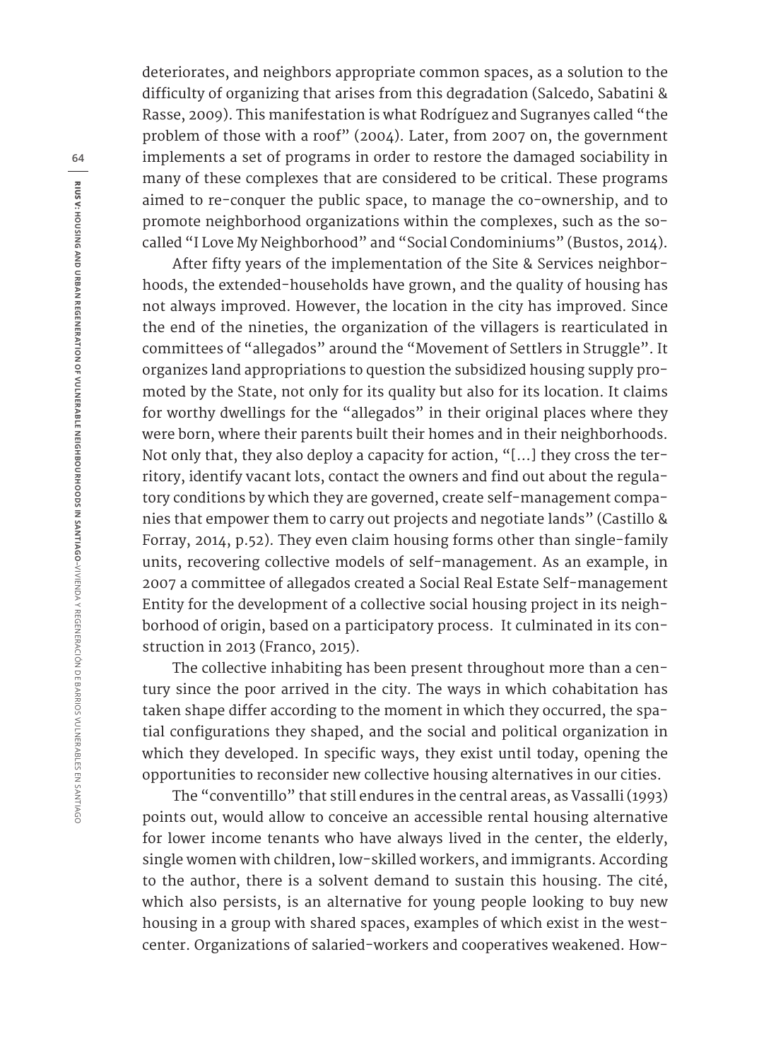deteriorates, and neighbors appropriate common spaces, as a solution to the difficulty of organizing that arises from this degradation (Salcedo, Sabatini & Rasse, 2009). This manifestation is what Rodríguez and Sugranyes called "the problem of those with a roof" (2004). Later, from 2007 on, the government implements a set of programs in order to restore the damaged sociability in many of these complexes that are considered to be critical. These programs aimed to re-conquer the public space, to manage the co-ownership, and to promote neighborhood organizations within the complexes, such as the so-called "I Love My Neighborhood" and "Social Condominiums" (Bustos, 2014).

After fifty years of the implementation of the Site & Services neighborhoods, the extended-households have grown, and the quality of housing has not always improved. However, the location in the city has improved. Since the end of the nineties, the organization of the villagers is rearticulated in committees of "allegados" around the "Movement of Settlers in Struggle". It organizes land appropriations to question the subsidized housing supply promoted by the State, not only for its quality but also for its location. It claims for worthy dwellings for the "allegados" in their original places where they were born, where their parents built their homes and in their neighborhoods. Not only that, they also deploy a capacity for action, "[...] they cross the territory, identify vacant lots, contact the owners and find out about the regulatory conditions by which they are governed, create self-management companies that empower them to carry out projects and negotiate lands" (Castillo & Forray, 2014, p.52). They even claim housing forms other than single-family units, recovering collective models of self-management. As an example, in 2007 a committee of allegados created a Social Real Estate Self-management Entity for the development of a collective social housing project in its neighborhood of origin, based on a participatory process. It culminated in its construction in 2013 (Franco, 2015).

The collective inhabiting has been present throughout more than a century since the poor arrived in the city. The ways in which cohabitation has taken shape differ according to the moment in which they occurred, the spatial configurations they shaped, and the social and political organization in which they developed. In specific ways, they exist until today, opening the opportunities to reconsider new collective housing alternatives in our cities.

The "conventillo" that still endures in the central areas, as Vassalli (1993) points out, would allow to conceive an accessible rental housing alternative for lower income tenants who have always lived in the center, the elderly, single women with children, low-skilled workers, and immigrants. According to the author, there is a solvent demand to sustain this housing. The cité, which also persists, is an alternative for young people looking to buy new housing in a group with shared spaces, examples of which exist in the west-center. Organizations of salaried-workers and cooperatives weakened. How-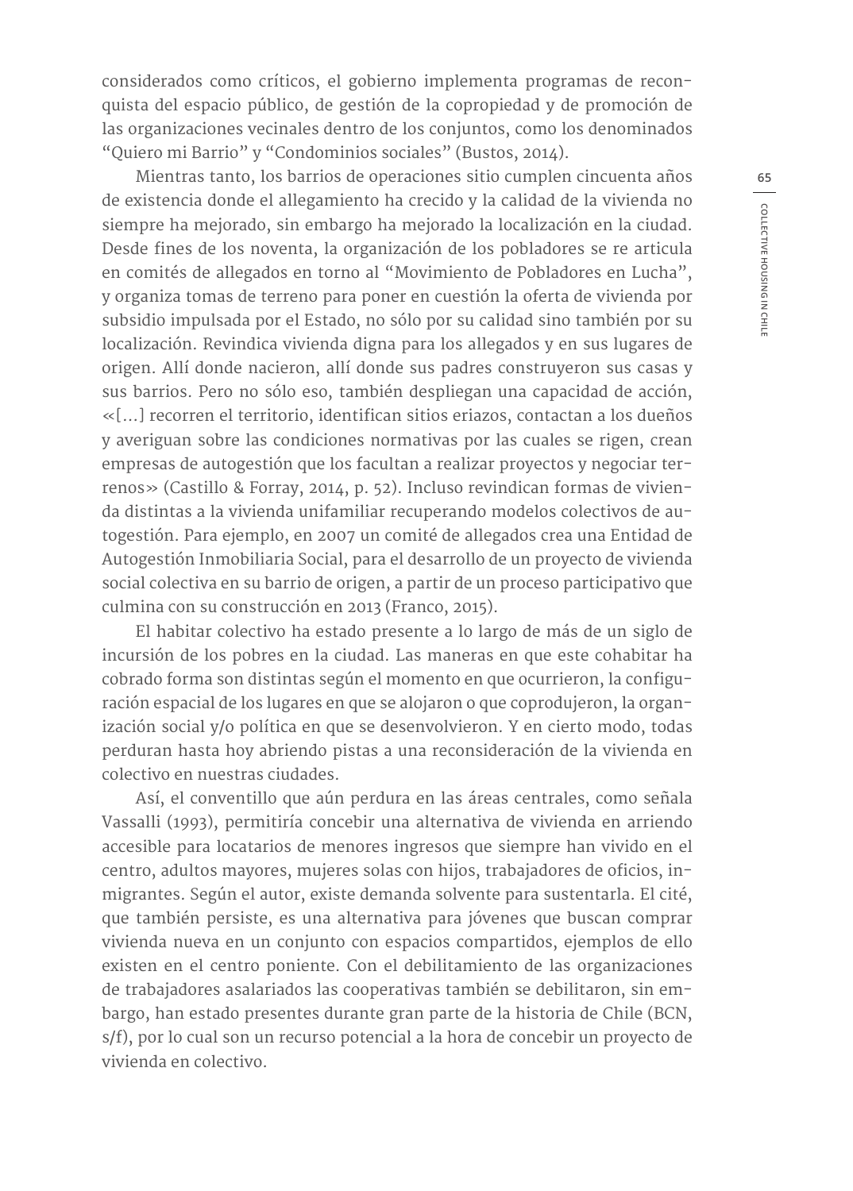considerados como críticos, el gobierno implementa programas de reconquista del espacio público, de gestión de la copropiedad y de promoción de las organizaciones vecinales dentro de los conjuntos, como los denominados "Quiero mi Barrio" y "Condominios sociales" (Bustos, 2014).

Mientras tanto, los barrios de operaciones sitio cumplen cincuenta años de existencia donde el allegamiento ha crecido y la calidad de la vivienda no siempre ha mejorado, sin embargo ha mejorado la localización en la ciudad. Desde fines de los noventa, la organización de los pobladores se re articula en comités de allegados en torno al "Movimiento de Pobladores en Lucha", y organiza tomas de terreno para poner en cuestión la oferta de vivienda por subsidio impulsada por el Estado, no sólo por su calidad sino también por su localización. Revindica vivienda digna para los allegados y en sus lugares de origen. Allí donde nacieron, allí donde sus padres construyeron sus casas y sus barrios. Pero no sólo eso, también despliegan una capacidad de acción, «[...] recorren el territorio, identifican sitios eriazos, contactan a los dueños y averiguan sobre las condiciones normativas por las cuales se rigen, crean empresas de autogestión que los facultan a realizar proyectos y negociar terrenos» (Castillo & Forray, 2014, p. 52). Incluso revindican formas de vivienda distintas a la vivienda unifamiliar recuperando modelos colectivos de autogestión. Para ejemplo, en 2007 un comité de allegados crea una Entidad de Autogestión Inmobiliaria Social, para el desarrollo de un proyecto de vivienda social colectiva en su barrio de origen, a partir de un proceso participativo que culmina con su construcción en 2013 (Franco, 2015).

El habitar colectivo ha estado presente a lo largo de más de un siglo de incursión de los pobres en la ciudad. Las maneras en que este cohabitar ha cobrado forma son distintas según el momento en que ocurrieron, la configuración espacial de los lugares en que se alojaron o que coprodujeron, la organización social y/o política en que se desenvolvieron. Y en cierto modo, todas perduran hasta hoy abriendo pistas a una reconsideración de la vivienda en colectivo en nuestras ciudades.

Así, el conventillo que aún perdura en las áreas centrales, como señala Vassalli (1993), permitiría concebir una alternativa de vivienda en arriendo accesible para locatarios de menores ingresos que siempre han vivido en el centro, adultos mayores, mujeres solas con hijos, trabajadores de oficios, inmigrantes. Según el autor, existe demanda solvente para sustentarla. El cité, que también persiste, es una alternativa para jóvenes que buscan comprar vivienda nueva en un conjunto con espacios compartidos, ejemplos de ello existen en el centro poniente. Con el debilitamiento de las organizaciones de trabajadores asalariados las cooperativas también se debilitaron, sin embargo, han estado presentes durante gran parte de la historia de Chile (BCN, s/f), por lo cual son un recurso potencial a la hora de concebir un proyecto de vivienda en colectivo.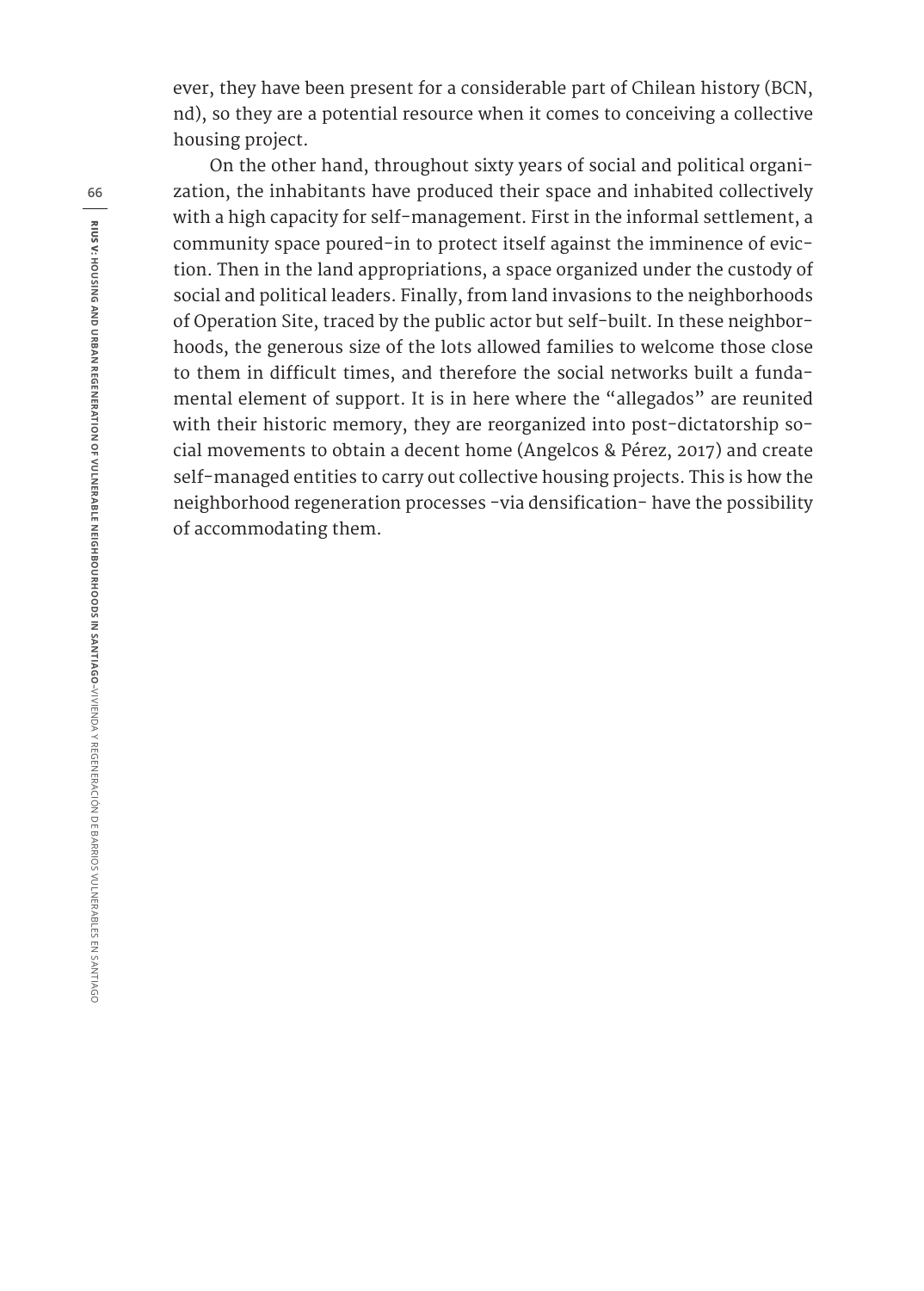ever, they have been present for a considerable part of Chilean history (BCN, nd), so they are a potential resource when it comes to conceiving a collective housing project.

On the other hand, throughout sixty years of social and political organization, the inhabitants have produced their space and inhabited collectively with a high capacity for self-management. First in the informal settlement, a community space poured-in to protect itself against the imminence of eviction. Then in the land appropriations, a space organized under the custody of social and political leaders. Finally, from land invasions to the neighborhoods of Operation Site, traced by the public actor but self-built. In these neighborhoods, the generous size of the lots allowed families to welcome those close to them in difficult times, and therefore the social networks built a fundamental element of support. It is in here where the "allegados" are reunited with their historic memory, they are reorganized into post-dictatorship social movements to obtain a decent home (Angelcos & Pérez, 2017) and create self-managed entities to carry out collective housing projects. This is how the neighborhood regeneration processes -via densification- have the possibility of accommodating them.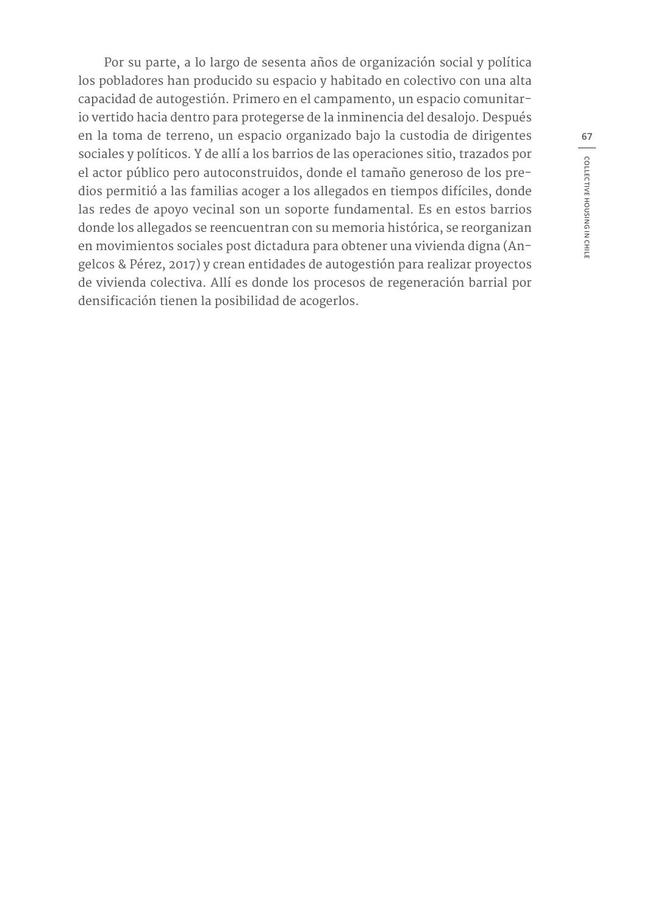Por su parte, a lo largo de sesenta años de organización social y política los pobladores han producido su espacio y habitado en colectivo con una alta capacidad de autogestión. Primero en el campamento, un espacio comunitario vertido hacia dentro para protegerse de la inminencia del desalojo. Después en la toma de terreno, un espacio organizado bajo la custodia de dirigentes sociales y políticos. Y de allí a los barrios de las operaciones sitio, trazados por el actor público pero autoconstruidos, donde el tamaño generoso de los predios permitió a las familias acoger a los allegados en tiempos difíciles, donde las redes de apoyo vecinal son un soporte fundamental. Es en estos barrios donde los allegados se reencuentran con su memoria histórica, se reorganizan en movimientos sociales post dictadura para obtener una vivienda digna (Angelcos & Pérez, 2017) y crean entidades de autogestión para realizar proyectos de vivienda colectiva. Allí es donde los procesos de regeneración barrial por densificación tienen la posibilidad de acogerlos.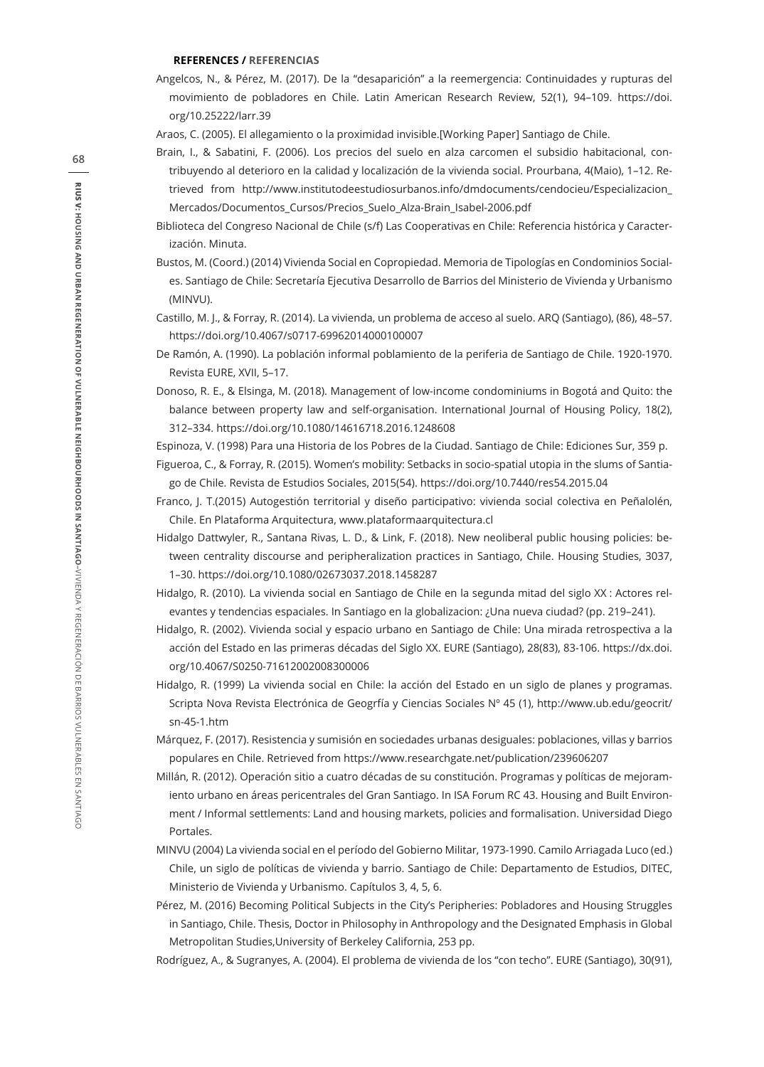**REFERENCES / REFERENCIAS**

Angelcos, N., & Pérez, M. (2017). De la "desaparición" a la reemergencia: Continuidades y rupturas del movimiento de pobladores en Chile. Latin American Research Review, 52(1), 94–109. https://doi.org/10.25222/larr.39

Araos, C. (2005). El allegamiento o la proximidad invisible.[Working Paper] Santiago de Chile.

Brain, I., & Sabatini, F. (2006). Los precios del suelo en alza carcomen el subsidio habitacional, contribuyendo al deterioro en la calidad y localización de la vivienda social. Prourbana, 4(Maio), 1–12. Retrieved from http://www.institutodeestudiosurbanos.info/dmdocuments/cendocieu/Especializacion_Mercados/Documentos_Cursos/Precios_Suelo_Alza-Brain_Isabel-2006.pdf

Biblioteca del Congreso Nacional de Chile (s/f) Las Cooperativas en Chile: Referencia histórica y Caracterización. Minuta.

Bustos, M. (Coord.) (2014) Vivienda Social en Copropiedad. Memoria de Tipologías en Condominios Sociales. Santiago de Chile: Secretaría Ejecutiva Desarrollo de Barrios del Ministerio de Vivienda y Urbanismo (MINVU).

Castillo, M. J., & Forray, R. (2014). La vivienda, un problema de acceso al suelo. ARQ (Santiago), (86), 48–57. https://doi.org/10.4067/s0717-69962014000100007

De Ramón, A. (1990). La población informal poblamiento de la periferia de Santiago de Chile. 1920-1970. Revista EURE, XVII, 5–17.

Donoso, R. E., & Elsinga, M. (2018). Management of low-income condominiums in Bogotá and Quito: the balance between property law and self-organisation. International Journal of Housing Policy, 18(2), 312–334. https://doi.org/10.1080/14616718.2016.1248608

Espinoza, V. (1998) Para una Historia de los Pobres de la Ciudad. Santiago de Chile: Ediciones Sur, 359 p.

Figueroa, C., & Forray, R. (2015). Women's mobility: Setbacks in socio-spatial utopia in the slums of Santiago de Chile. Revista de Estudios Sociales, 2015(54). https://doi.org/10.7440/res54.2015.04

Franco, J. T.(2015) Autogestión territorial y diseño participativo: vivienda social colectiva en Peñalolén, Chile. En Plataforma Arquitectura, www.plataformaarquitectura.cl

Hidalgo Dattwyler, R., Santana Rivas, L. D., & Link, F. (2018). New neoliberal public housing policies: between centrality discourse and peripheralization practices in Santiago, Chile. Housing Studies, 3037, 1–30. https://doi.org/10.1080/02673037.2018.1458287

Hidalgo, R. (2010). La vivienda social en Santiago de Chile en la segunda mitad del siglo XX : Actores relevantes y tendencias espaciales. In Santiago en la globalizacion: ¿Una nueva ciudad? (pp. 219–241).

Hidalgo, R. (2002). Vivienda social y espacio urbano en Santiago de Chile: Una mirada retrospectiva a la acción del Estado en las primeras décadas del Siglo XX. EURE (Santiago), 28(83), 83-106. https://dx.doi.org/10.4067/S0250-71612002008300006

Hidalgo, R. (1999) La vivienda social en Chile: la acción del Estado en un siglo de planes y programas. Scripta Nova Revista Electrónica de Geogrfía y Ciencias Sociales Nº 45 (1), http://www.ub.edu/geocrit/sn-45-1.htm

Márquez, F. (2017). Resistencia y sumisión en sociedades urbanas desiguales: poblaciones, villas y barrios populares en Chile. Retrieved from https://www.researchgate.net/publication/239606207

Millán, R. (2012). Operación sitio a cuatro décadas de su constitución. Programas y políticas de mejoramiento urbano en áreas pericentrales del Gran Santiago. In ISA Forum RC 43. Housing and Built Environment / Informal settlements: Land and housing markets, policies and formalisation. Universidad Diego Portales.

MINVU (2004) La vivienda social en el período del Gobierno Militar, 1973-1990. Camilo Arriagada Luco (ed.) Chile, un siglo de políticas de vivienda y barrio. Santiago de Chile: Departamento de Estudios, DITEC, Ministerio de Vivienda y Urbanismo. Capítulos 3, 4, 5, 6.

Pérez, M. (2016) Becoming Political Subjects in the City's Peripheries: Pobladores and Housing Struggles in Santiago, Chile. Thesis, Doctor in Philosophy in Anthropology and the Designated Emphasis in Global Metropolitan Studies,University of Berkeley California, 253 pp.

Rodríguez, A., & Sugranyes, A. (2004). El problema de vivienda de los "con techo". EURE (Santiago), 30(91),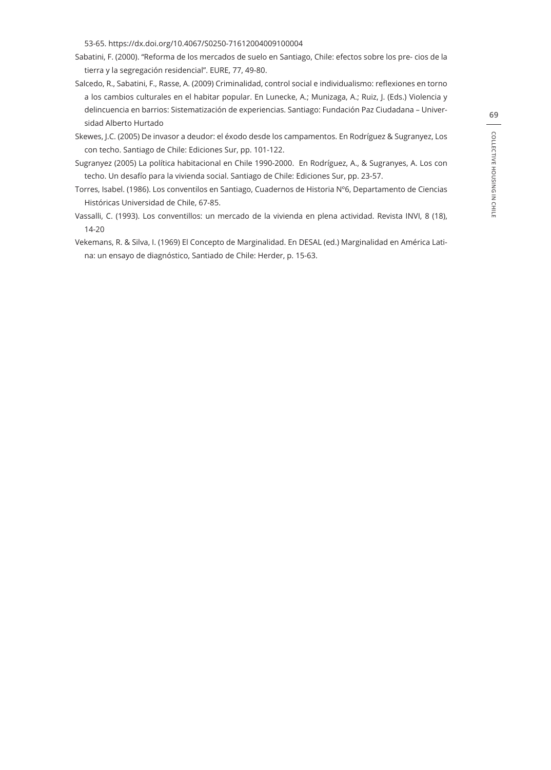53-65. https://dx.doi.org/10.4067/S0250-71612004009100004

Sabatini, F. (2000). "Reforma de los mercados de suelo en Santiago, Chile: efectos sobre los pre- cios de la tierra y la segregación residencial". EURE, 77, 49-80.

Salcedo, R., Sabatini, F., Rasse, A. (2009) Criminalidad, control social e individualismo: reflexiones en torno a los cambios culturales en el habitar popular. En Lunecke, A.; Munizaga, A.; Ruiz, J. (Eds.) Violencia y delincuencia en barrios: Sistematización de experiencias. Santiago: Fundación Paz Ciudadana – Universidad Alberto Hurtado

Skewes, J.C. (2005) De invasor a deudor: el éxodo desde los campamentos. En Rodríguez & Sugranyez, Los con techo. Santiago de Chile: Ediciones Sur, pp. 101-122.

Sugranyez (2005) La política habitacional en Chile 1990-2000. En Rodríguez, A., & Sugranyes, A. Los con techo. Un desafío para la vivienda social. Santiago de Chile: Ediciones Sur, pp. 23-57.

Torres, Isabel. (1986). Los conventilos en Santiago, Cuadernos de Historia Nº6, Departamento de Ciencias Históricas Universidad de Chile, 67-85.

Vassalli, C. (1993). Los conventillos: un mercado de la vivienda en plena actividad. Revista INVI, 8 (18), 14-20

Vekemans, R. & Silva, I. (1969) El Concepto de Marginalidad. En DESAL (ed.) Marginalidad en América Latina: un ensayo de diagnóstico, Santiado de Chile: Herder, p. 15-63.